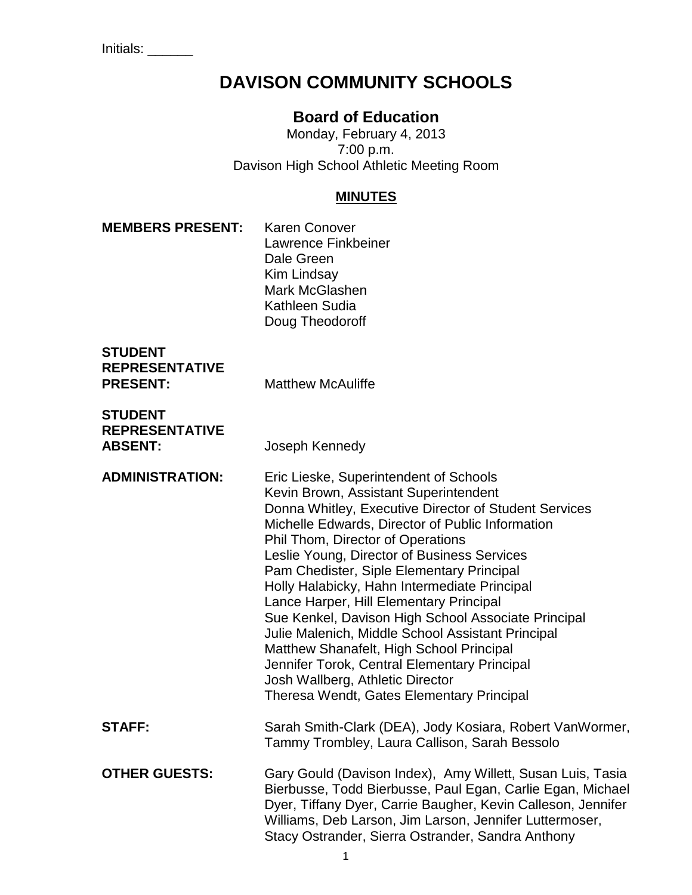Initials: ______

# DAVISON COMMUNITY SCHOOLS

## Board of Education

Monday, February 4, 2013
7:00 p.m.
Davison High School Athletic Meeting Room

### MINUTES

**MEMBERS PRESENT:**
Karen Conover
Lawrence Finkbeiner
Dale Green
Kim Lindsay
Mark McGlashen
Kathleen Sudia
Doug Theodoroff

**STUDENT REPRESENTATIVE PRESENT:** Matthew McAuliffe

**STUDENT REPRESENTATIVE ABSENT:** Joseph Kennedy

**ADMINISTRATION:**
Eric Lieske, Superintendent of Schools
Kevin Brown, Assistant Superintendent
Donna Whitley, Executive Director of Student Services
Michelle Edwards, Director of Public Information
Phil Thom, Director of Operations
Leslie Young, Director of Business Services
Pam Chedister, Siple Elementary Principal
Holly Halabicky, Hahn Intermediate Principal
Lance Harper, Hill Elementary Principal
Sue Kenkel, Davison High School Associate Principal
Julie Malenich, Middle School Assistant Principal
Matthew Shanafelt, High School Principal
Jennifer Torok, Central Elementary Principal
Josh Wallberg, Athletic Director
Theresa Wendt, Gates Elementary Principal

**STAFF:** Sarah Smith-Clark (DEA), Jody Kosiara, Robert VanWormer, Tammy Trombley, Laura Callison, Sarah Bessolo

**OTHER GUESTS:** Gary Gould (Davison Index), Amy Willett, Susan Luis, Tasia Bierbusse, Todd Bierbusse, Paul Egan, Carlie Egan, Michael Dyer, Tiffany Dyer, Carrie Baugher, Kevin Calleson, Jennifer Williams, Deb Larson, Jim Larson, Jennifer Luttermoser, Stacy Ostrander, Sierra Ostrander, Sandra Anthony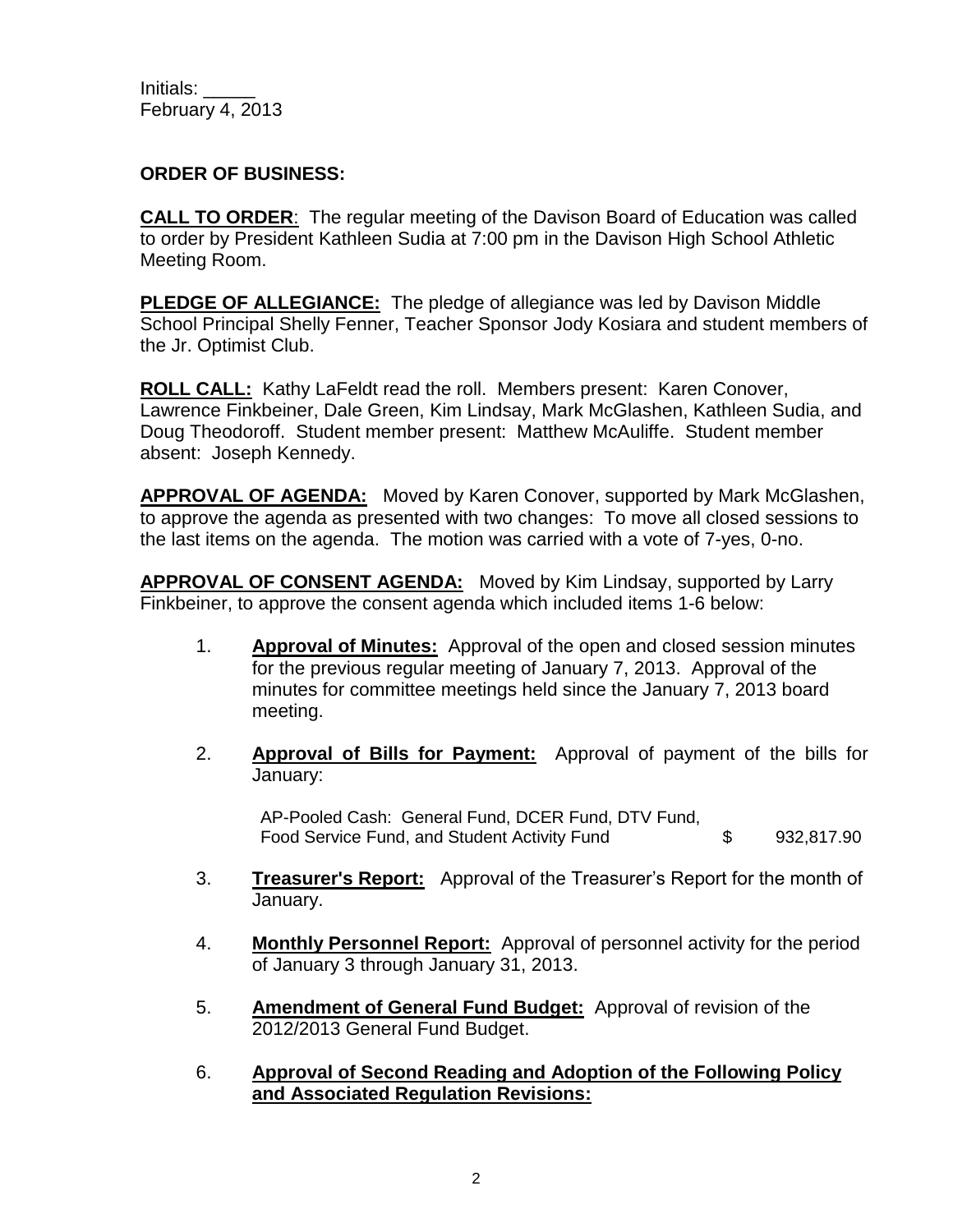Initials: _____
February 4, 2013

**ORDER OF BUSINESS:**

**CALL TO ORDER**: The regular meeting of the Davison Board of Education was called to order by President Kathleen Sudia at 7:00 pm in the Davison High School Athletic Meeting Room.

**PLEDGE OF ALLEGIANCE:** The pledge of allegiance was led by Davison Middle School Principal Shelly Fenner, Teacher Sponsor Jody Kosiara and student members of the Jr. Optimist Club.

**ROLL CALL:** Kathy LaFeldt read the roll. Members present: Karen Conover, Lawrence Finkbeiner, Dale Green, Kim Lindsay, Mark McGlashen, Kathleen Sudia, and Doug Theodoroff. Student member present: Matthew McAuliffe. Student member absent: Joseph Kennedy.

**APPROVAL OF AGENDA:** Moved by Karen Conover, supported by Mark McGlashen, to approve the agenda as presented with two changes: To move all closed sessions to the last items on the agenda. The motion was carried with a vote of 7-yes, 0-no.

**APPROVAL OF CONSENT AGENDA:** Moved by Kim Lindsay, supported by Larry Finkbeiner, to approve the consent agenda which included items 1-6 below:

1. **Approval of Minutes:** Approval of the open and closed session minutes for the previous regular meeting of January 7, 2013. Approval of the minutes for committee meetings held since the January 7, 2013 board meeting.

2. **Approval of Bills for Payment:** Approval of payment of the bills for January:

   AP-Pooled Cash: General Fund, DCER Fund, DTV Fund, Food Service Fund, and Student Activity Fund $ 932,817.90

3. **Treasurer's Report:** Approval of the Treasurer's Report for the month of January.

4. **Monthly Personnel Report:** Approval of personnel activity for the period of January 3 through January 31, 2013.

5. **Amendment of General Fund Budget:** Approval of revision of the 2012/2013 General Fund Budget.

6. **Approval of Second Reading and Adoption of the Following Policy and Associated Regulation Revisions:**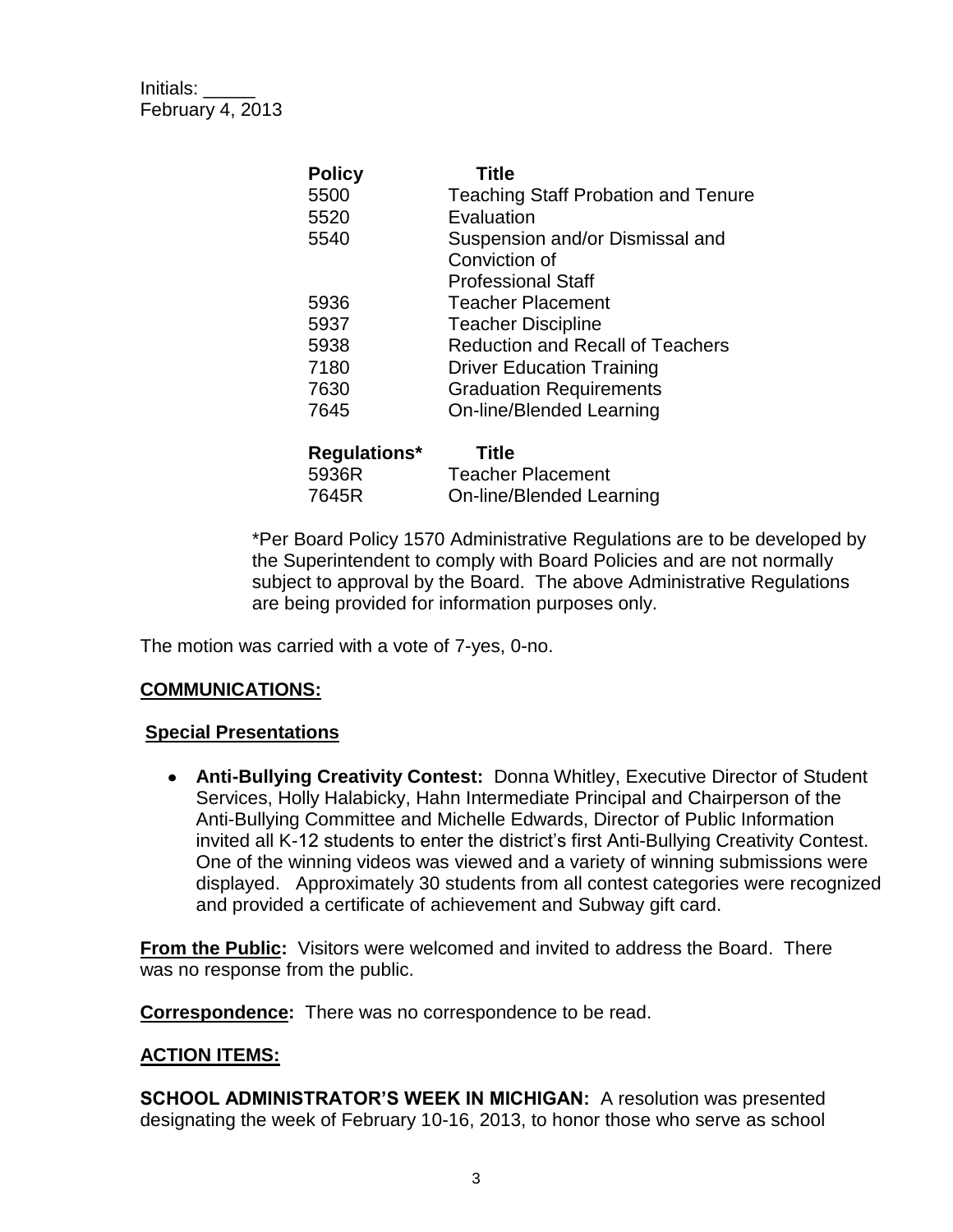Initials: _____
February 4, 2013

| Policy | Title |
|---|---|
| 5500 | Teaching Staff Probation and Tenure |
| 5520 | Evaluation |
| 5540 | Suspension and/or Dismissal and Conviction of Professional Staff |
| 5936 | Teacher Placement |
| 5937 | Teacher Discipline |
| 5938 | Reduction and Recall of Teachers |
| 7180 | Driver Education Training |
| 7630 | Graduation Requirements |
| 7645 | On-line/Blended Learning |

| Regulations* | Title |
|---|---|
| 5936R | Teacher Placement |
| 7645R | On-line/Blended Learning |

*Per Board Policy 1570 Administrative Regulations are to be developed by the Superintendent to comply with Board Policies and are not normally subject to approval by the Board. The above Administrative Regulations are being provided for information purposes only.

The motion was carried with a vote of 7-yes, 0-no.

**COMMUNICATIONS:**

**Special Presentations**

- **Anti-Bullying Creativity Contest:** Donna Whitley, Executive Director of Student Services, Holly Halabicky, Hahn Intermediate Principal and Chairperson of the Anti-Bullying Committee and Michelle Edwards, Director of Public Information invited all K-12 students to enter the district's first Anti-Bullying Creativity Contest. One of the winning videos was viewed and a variety of winning submissions were displayed. Approximately 30 students from all contest categories were recognized and provided a certificate of achievement and Subway gift card.

**From the Public:** Visitors were welcomed and invited to address the Board. There was no response from the public.

**Correspondence:** There was no correspondence to be read.

**ACTION ITEMS:**

**SCHOOL ADMINISTRATOR'S WEEK IN MICHIGAN:** A resolution was presented designating the week of February 10-16, 2013, to honor those who serve as school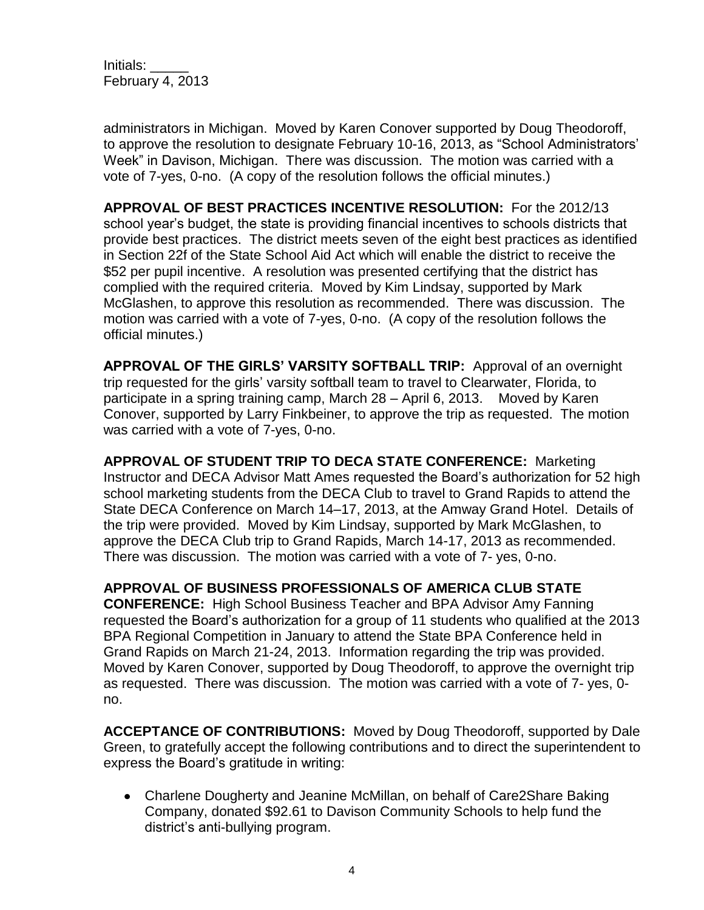administrators in Michigan. Moved by Karen Conover supported by Doug Theodoroff, to approve the resolution to designate February 10-16, 2013, as "School Administrators' Week" in Davison, Michigan. There was discussion. The motion was carried with a vote of 7-yes, 0-no. (A copy of the resolution follows the official minutes.)

**APPROVAL OF BEST PRACTICES INCENTIVE RESOLUTION:** For the 2012/13 school year's budget, the state is providing financial incentives to schools districts that provide best practices. The district meets seven of the eight best practices as identified in Section 22f of the State School Aid Act which will enable the district to receive the $52 per pupil incentive. A resolution was presented certifying that the district has complied with the required criteria. Moved by Kim Lindsay, supported by Mark McGlashen, to approve this resolution as recommended. There was discussion. The motion was carried with a vote of 7-yes, 0-no. (A copy of the resolution follows the official minutes.)

**APPROVAL OF THE GIRLS' VARSITY SOFTBALL TRIP:** Approval of an overnight trip requested for the girls' varsity softball team to travel to Clearwater, Florida, to participate in a spring training camp, March 28 – April 6, 2013. Moved by Karen Conover, supported by Larry Finkbeiner, to approve the trip as requested. The motion was carried with a vote of 7-yes, 0-no.

**APPROVAL OF STUDENT TRIP TO DECA STATE CONFERENCE:** Marketing Instructor and DECA Advisor Matt Ames requested the Board's authorization for 52 high school marketing students from the DECA Club to travel to Grand Rapids to attend the State DECA Conference on March 14–17, 2013, at the Amway Grand Hotel. Details of the trip were provided. Moved by Kim Lindsay, supported by Mark McGlashen, to approve the DECA Club trip to Grand Rapids, March 14-17, 2013 as recommended. There was discussion. The motion was carried with a vote of 7- yes, 0-no.

**APPROVAL OF BUSINESS PROFESSIONALS OF AMERICA CLUB STATE CONFERENCE:** High School Business Teacher and BPA Advisor Amy Fanning requested the Board's authorization for a group of 11 students who qualified at the 2013 BPA Regional Competition in January to attend the State BPA Conference held in Grand Rapids on March 21-24, 2013. Information regarding the trip was provided. Moved by Karen Conover, supported by Doug Theodoroff, to approve the overnight trip as requested. There was discussion. The motion was carried with a vote of 7- yes, 0-no.

**ACCEPTANCE OF CONTRIBUTIONS:** Moved by Doug Theodoroff, supported by Dale Green, to gratefully accept the following contributions and to direct the superintendent to express the Board's gratitude in writing:

- Charlene Dougherty and Jeanine McMillan, on behalf of Care2Share Baking Company, donated $92.61 to Davison Community Schools to help fund the district's anti-bullying program.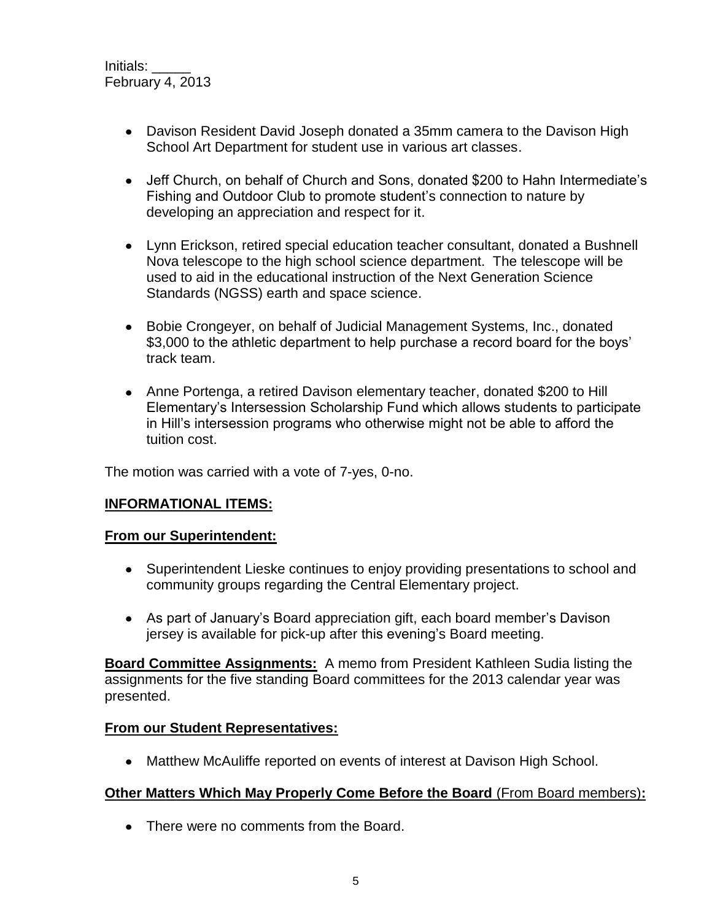Initials: _____
February 4, 2013

- Davison Resident David Joseph donated a 35mm camera to the Davison High School Art Department for student use in various art classes.

- Jeff Church, on behalf of Church and Sons, donated $200 to Hahn Intermediate's Fishing and Outdoor Club to promote student's connection to nature by developing an appreciation and respect for it.

- Lynn Erickson, retired special education teacher consultant, donated a Bushnell Nova telescope to the high school science department. The telescope will be used to aid in the educational instruction of the Next Generation Science Standards (NGSS) earth and space science.

- Bobie Crongeyer, on behalf of Judicial Management Systems, Inc., donated $3,000 to the athletic department to help purchase a record board for the boys' track team.

- Anne Portenga, a retired Davison elementary teacher, donated $200 to Hill Elementary's Intersession Scholarship Fund which allows students to participate in Hill's intersession programs who otherwise might not be able to afford the tuition cost.

The motion was carried with a vote of 7-yes, 0-no.

**INFORMATIONAL ITEMS:**

**From our Superintendent:**

- Superintendent Lieske continues to enjoy providing presentations to school and community groups regarding the Central Elementary project.

- As part of January's Board appreciation gift, each board member's Davison jersey is available for pick-up after this evening's Board meeting.

**Board Committee Assignments:** A memo from President Kathleen Sudia listing the assignments for the five standing Board committees for the 2013 calendar year was presented.

**From our Student Representatives:**

- Matthew McAuliffe reported on events of interest at Davison High School.

**Other Matters Which May Properly Come Before the Board** (From Board members)**:**

- There were no comments from the Board.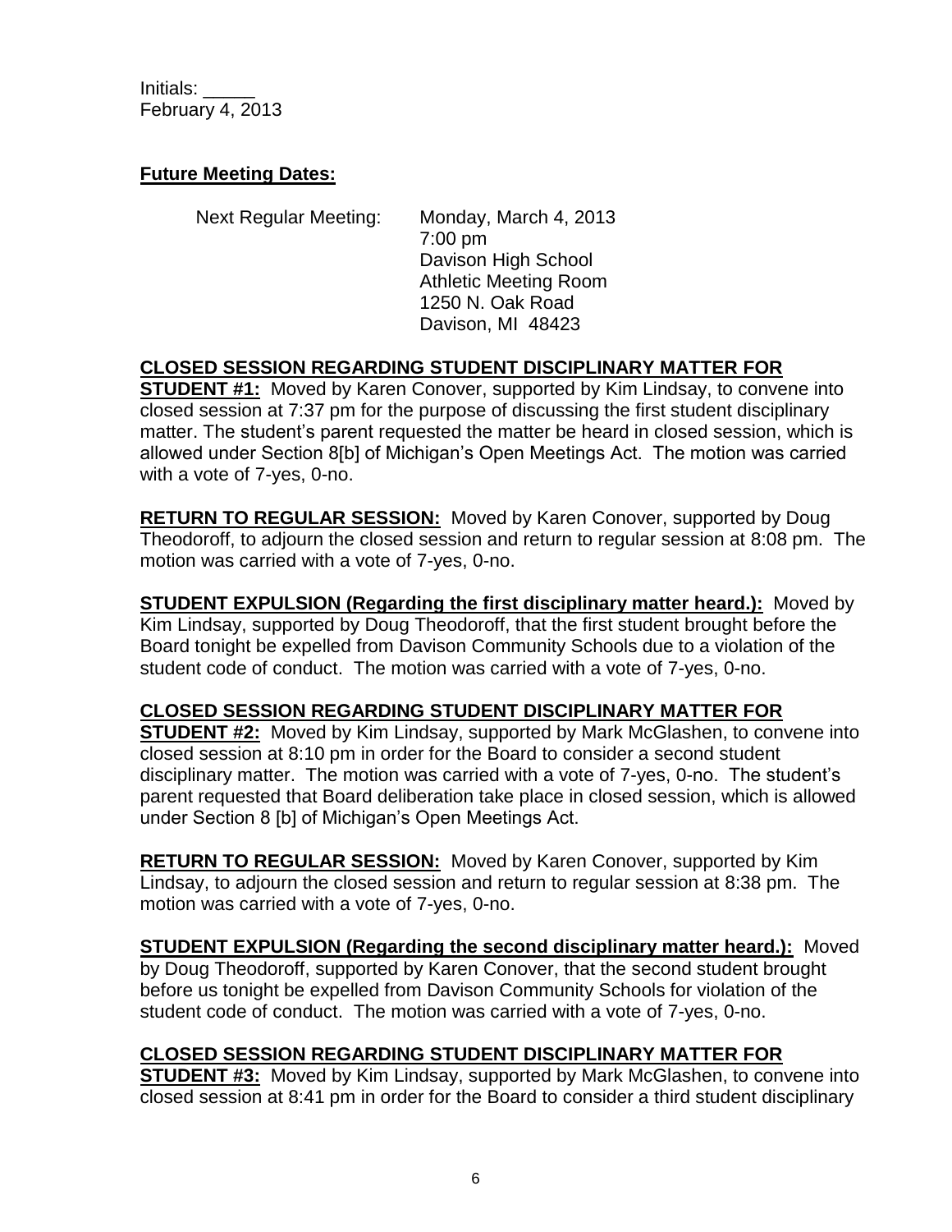Initials: _____
February 4, 2013

**Future Meeting Dates:**

Next Regular Meeting: Monday, March 4, 2013
7:00 pm
Davison High School
Athletic Meeting Room
1250 N. Oak Road
Davison, MI 48423

**CLOSED SESSION REGARDING STUDENT DISCIPLINARY MATTER FOR STUDENT #1:** Moved by Karen Conover, supported by Kim Lindsay, to convene into closed session at 7:37 pm for the purpose of discussing the first student disciplinary matter. The student's parent requested the matter be heard in closed session, which is allowed under Section 8[b] of Michigan's Open Meetings Act. The motion was carried with a vote of 7-yes, 0-no.

**RETURN TO REGULAR SESSION:** Moved by Karen Conover, supported by Doug Theodoroff, to adjourn the closed session and return to regular session at 8:08 pm. The motion was carried with a vote of 7-yes, 0-no.

**STUDENT EXPULSION (Regarding the first disciplinary matter heard.):** Moved by Kim Lindsay, supported by Doug Theodoroff, that the first student brought before the Board tonight be expelled from Davison Community Schools due to a violation of the student code of conduct. The motion was carried with a vote of 7-yes, 0-no.

**CLOSED SESSION REGARDING STUDENT DISCIPLINARY MATTER FOR STUDENT #2:** Moved by Kim Lindsay, supported by Mark McGlashen, to convene into closed session at 8:10 pm in order for the Board to consider a second student disciplinary matter. The motion was carried with a vote of 7-yes, 0-no. The student's parent requested that Board deliberation take place in closed session, which is allowed under Section 8 [b] of Michigan's Open Meetings Act.

**RETURN TO REGULAR SESSION:** Moved by Karen Conover, supported by Kim Lindsay, to adjourn the closed session and return to regular session at 8:38 pm. The motion was carried with a vote of 7-yes, 0-no.

**STUDENT EXPULSION (Regarding the second disciplinary matter heard.):** Moved by Doug Theodoroff, supported by Karen Conover, that the second student brought before us tonight be expelled from Davison Community Schools for violation of the student code of conduct. The motion was carried with a vote of 7-yes, 0-no.

**CLOSED SESSION REGARDING STUDENT DISCIPLINARY MATTER FOR STUDENT #3:** Moved by Kim Lindsay, supported by Mark McGlashen, to convene into closed session at 8:41 pm in order for the Board to consider a third student disciplinary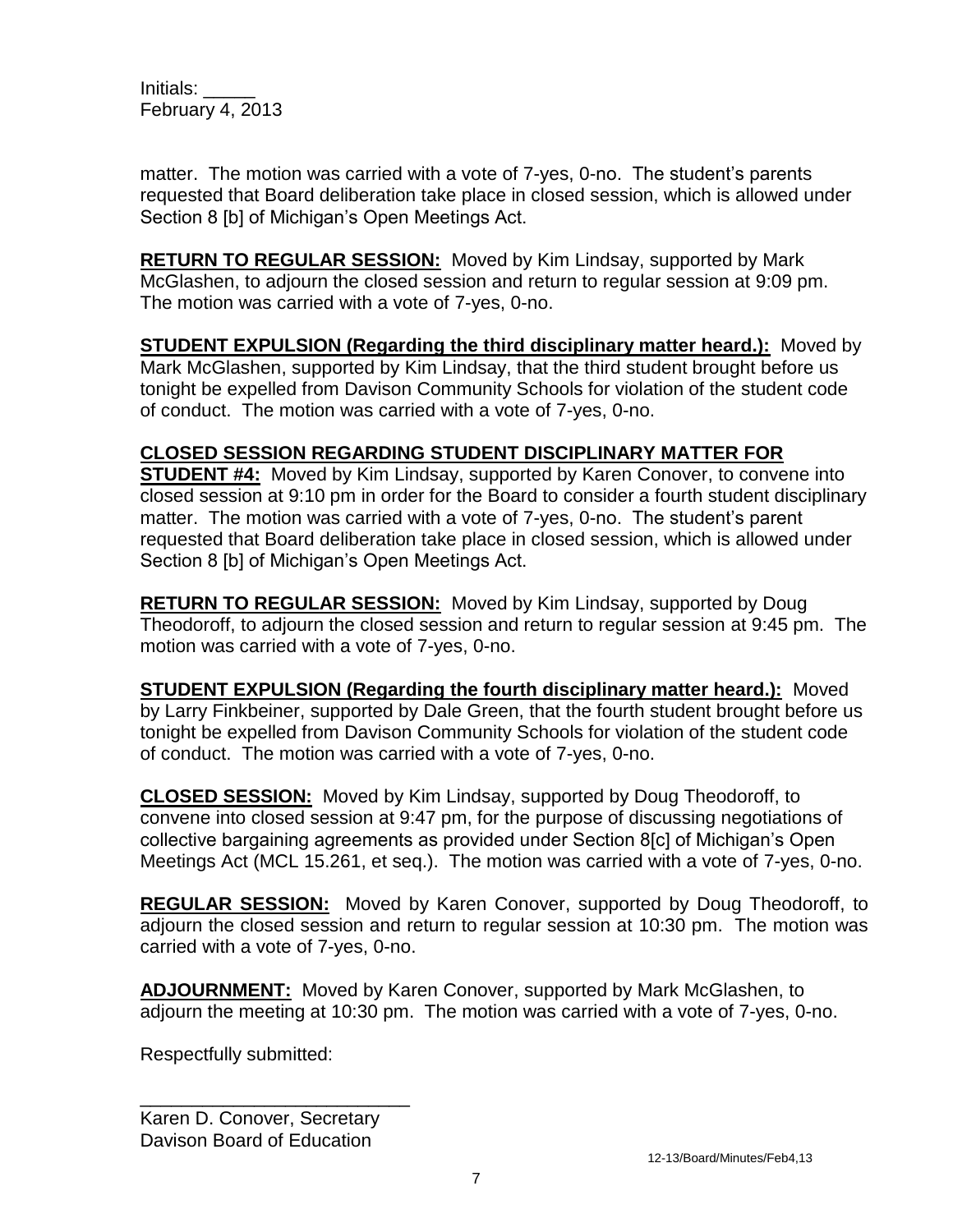Initials: _____
February 4, 2013

matter. The motion was carried with a vote of 7-yes, 0-no. The student's parents requested that Board deliberation take place in closed session, which is allowed under Section 8 [b] of Michigan's Open Meetings Act.

**RETURN TO REGULAR SESSION:** Moved by Kim Lindsay, supported by Mark McGlashen, to adjourn the closed session and return to regular session at 9:09 pm. The motion was carried with a vote of 7-yes, 0-no.

**STUDENT EXPULSION (Regarding the third disciplinary matter heard.):** Moved by Mark McGlashen, supported by Kim Lindsay, that the third student brought before us tonight be expelled from Davison Community Schools for violation of the student code of conduct. The motion was carried with a vote of 7-yes, 0-no.

**CLOSED SESSION REGARDING STUDENT DISCIPLINARY MATTER FOR STUDENT #4:** Moved by Kim Lindsay, supported by Karen Conover, to convene into closed session at 9:10 pm in order for the Board to consider a fourth student disciplinary matter. The motion was carried with a vote of 7-yes, 0-no. The student's parent requested that Board deliberation take place in closed session, which is allowed under Section 8 [b] of Michigan's Open Meetings Act.

**RETURN TO REGULAR SESSION:** Moved by Kim Lindsay, supported by Doug Theodoroff, to adjourn the closed session and return to regular session at 9:45 pm. The motion was carried with a vote of 7-yes, 0-no.

**STUDENT EXPULSION (Regarding the fourth disciplinary matter heard.):** Moved by Larry Finkbeiner, supported by Dale Green, that the fourth student brought before us tonight be expelled from Davison Community Schools for violation of the student code of conduct. The motion was carried with a vote of 7-yes, 0-no.

**CLOSED SESSION:** Moved by Kim Lindsay, supported by Doug Theodoroff, to convene into closed session at 9:47 pm, for the purpose of discussing negotiations of collective bargaining agreements as provided under Section 8[c] of Michigan's Open Meetings Act (MCL 15.261, et seq.). The motion was carried with a vote of 7-yes, 0-no.

**REGULAR SESSION:** Moved by Karen Conover, supported by Doug Theodoroff, to adjourn the closed session and return to regular session at 10:30 pm. The motion was carried with a vote of 7-yes, 0-no.

**ADJOURNMENT:** Moved by Karen Conover, supported by Mark McGlashen, to adjourn the meeting at 10:30 pm. The motion was carried with a vote of 7-yes, 0-no.

Respectfully submitted:

___________________________
Karen D. Conover, Secretary
Davison Board of Education

12-13/Board/Minutes/Feb4,13